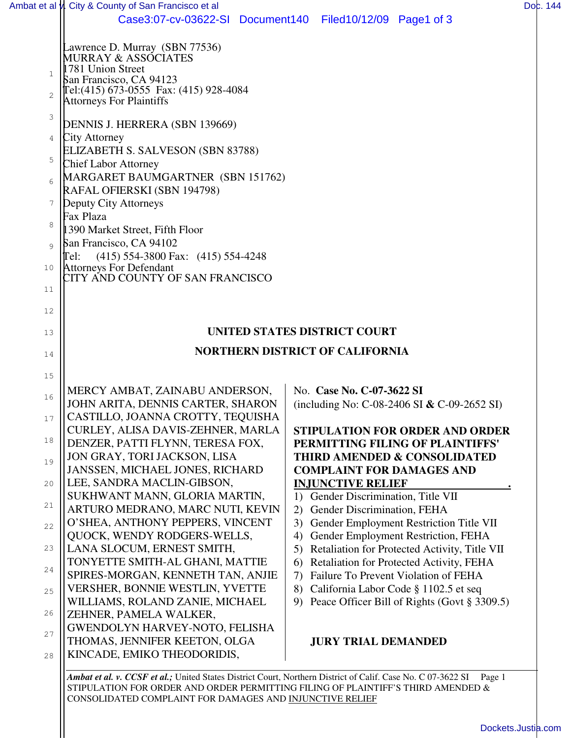Lawrence D. Murray (SBN 77536)
MURRAY & ASSOCIATES
1781 Union Street
San Francisco, CA 94123
Tel:(415) 673-0555 Fax: (415) 928-4084
Attorneys For Plaintiffs

DENNIS J. HERRERA (SBN 139669)
City Attorney
ELIZABETH S. SALVESON (SBN 83788)
Chief Labor Attorney
MARGARET BAUMGARTNER (SBN 151762)
RAFAL OFIERSKI (SBN 194798)
Deputy City Attorneys
Fax Plaza
1390 Market Street, Fifth Floor
San Francisco, CA 94102
Tel: (415) 554-3800 Fax: (415) 554-4248
Attorneys For Defendant
CITY AND COUNTY OF SAN FRANCISCO

**UNITED STATES DISTRICT COURT**

**NORTHERN DISTRICT OF CALIFORNIA**

MERCY AMBAT, ZAINABU ANDERSON, JOHN ARITA, DENNIS CARTER, SHARON CASTILLO, JOANNA CROTTY, TEQUISHA CURLEY, ALISA DAVIS-ZEHNER, MARLA DENZER, PATTI FLYNN, TERESA FOX, JON GRAY, TORI JACKSON, LISA JANSSEN, MICHAEL JONES, RICHARD LEE, SANDRA MACLIN-GIBSON, SUKHWANT MANN, GLORIA MARTIN, ARTURO MEDRANO, MARC NUTI, KEVIN O'SHEA, ANTHONY PEPPERS, VINCENT QUOCK, WENDY RODGERS-WELLS, LANA SLOCUM, ERNEST SMITH, TONYETTE SMITH-AL GHANI, MATTIE SPIRES-MORGAN, KENNETH TAN, ANJIE VERSHER, BONNIE WESTLIN, YVETTE WILLIAMS, ROLAND ZANIE, MICHAEL ZEHNER, PAMELA WALKER, GWENDOLYN HARVEY-NOTO, FELISHA THOMAS, JENNIFER KEETON, OLGA KINCADE, EMIKO THEODORIDIS,

No. **Case No. C-07-3622 SI**
(including No: C-08-2406 SI **&** C-09-2652 SI)

**STIPULATION FOR ORDER AND ORDER PERMITTING FILING OF PLAINTIFFS' THIRD AMENDED & CONSOLIDATED COMPLAINT FOR DAMAGES AND INJUNCTIVE RELIEF**

1) Gender Discrimination, Title VII
2) Gender Discrimination, FEHA
3) Gender Employment Restriction Title VII
4) Gender Employment Restriction, FEHA
5) Retaliation for Protected Activity, Title VII
6) Retaliation for Protected Activity, FEHA
7) Failure To Prevent Violation of FEHA
8) California Labor Code § 1102.5 et seq
9) Peace Officer Bill of Rights (Govt § 3309.5)

**JURY TRIAL DEMANDED**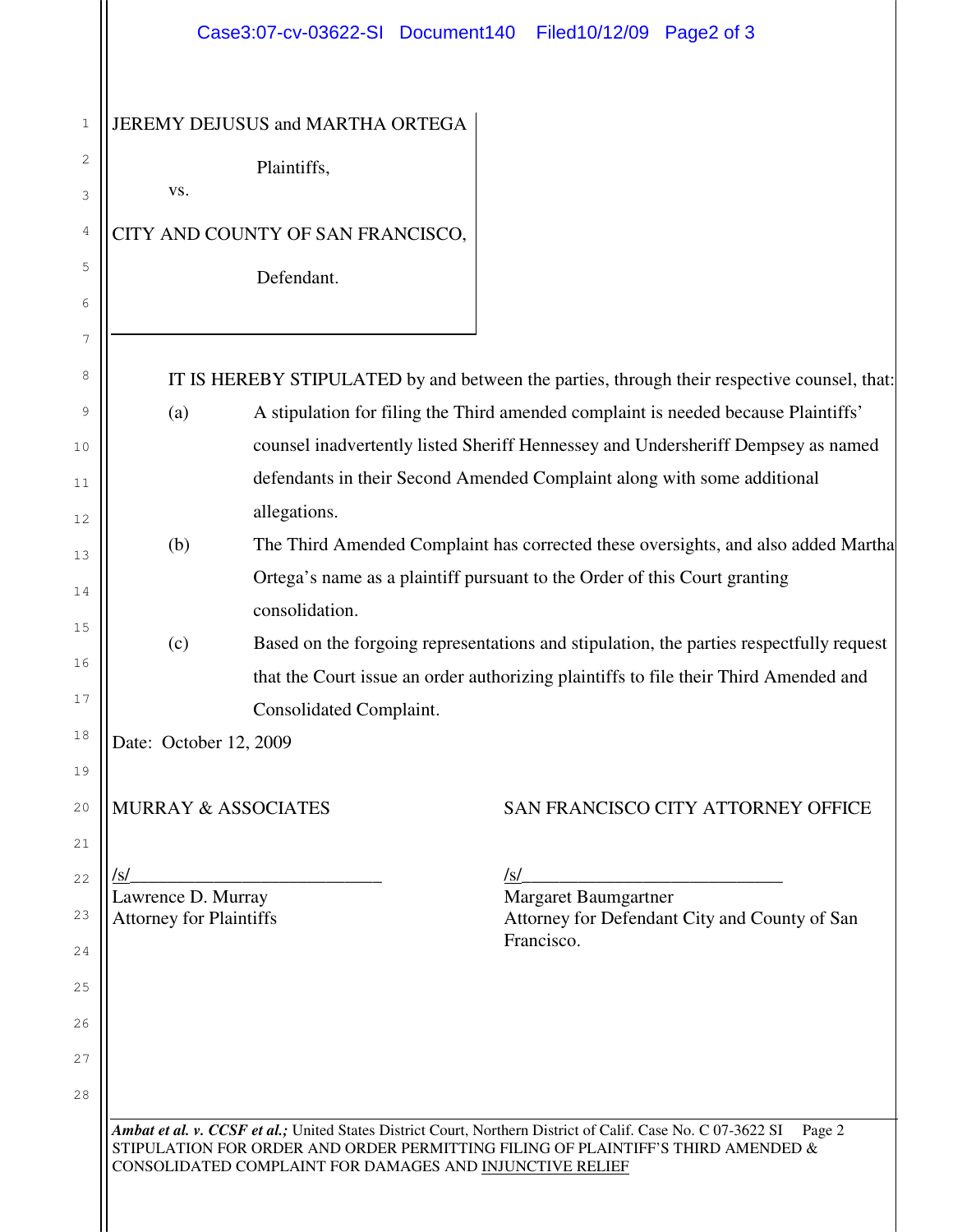JEREMY DEJUSUS and MARTHA ORTEGA

Plaintiffs,

vs.

CITY AND COUNTY OF SAN FRANCISCO,

Defendant.

IT IS HEREBY STIPULATED by and between the parties, through their respective counsel, that:

(a) A stipulation for filing the Third amended complaint is needed because Plaintiffs' counsel inadvertently listed Sheriff Hennessey and Undersheriff Dempsey as named defendants in their Second Amended Complaint along with some additional allegations.

(b) The Third Amended Complaint has corrected these oversights, and also added Martha Ortega's name as a plaintiff pursuant to the Order of this Court granting consolidation.

(c) Based on the forgoing representations and stipulation, the parties respectfully request that the Court issue an order authorizing plaintiffs to file their Third Amended and Consolidated Complaint.

Date: October 12, 2009

MURRAY & ASSOCIATES

/s/____________________________
Lawrence D. Murray
Attorney for Plaintiffs

SAN FRANCISCO CITY ATTORNEY OFFICE

/s/____________________________
Margaret Baumgartner
Attorney for Defendant City and County of San Francisco.

***Ambat et al. v. CCSF et al.;*** United States District Court, Northern District of Calif. Case No. C 07-3622 SI
STIPULATION FOR ORDER AND ORDER PERMITTING FILING OF PLAINTIFF'S THIRD AMENDED & CONSOLIDATED COMPLAINT FOR DAMAGES AND INJUNCTIVE RELIEF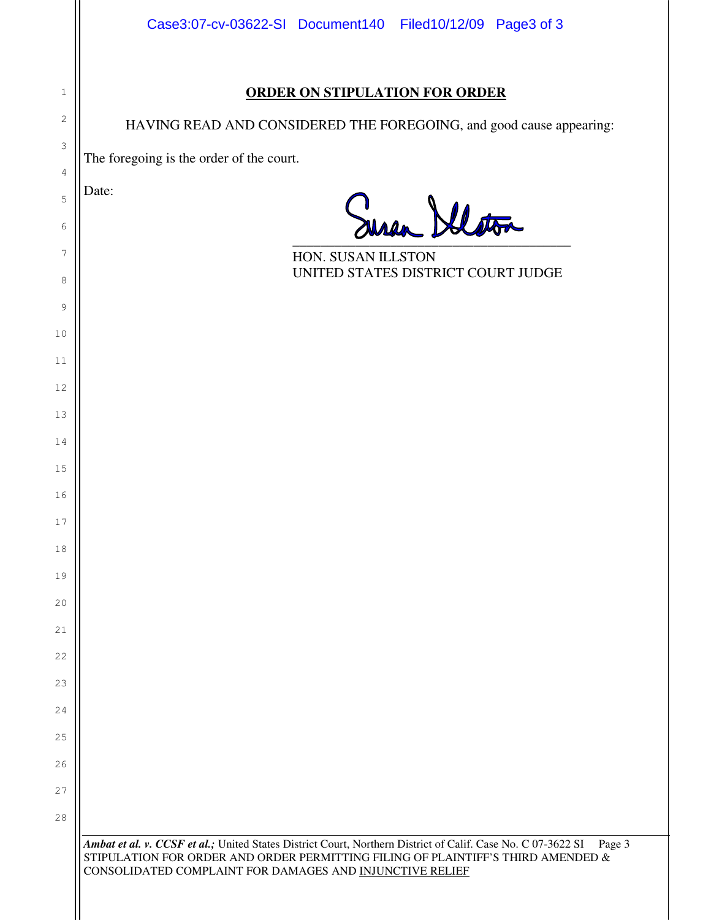## ORDER ON STIPULATION FOR ORDER

HAVING READ AND CONSIDERED THE FOREGOING, and good cause appearing:

The foregoing is the order of the court.

Date:

_______________________________________
HON. SUSAN ILLSTON
UNITED STATES DISTRICT COURT JUDGE